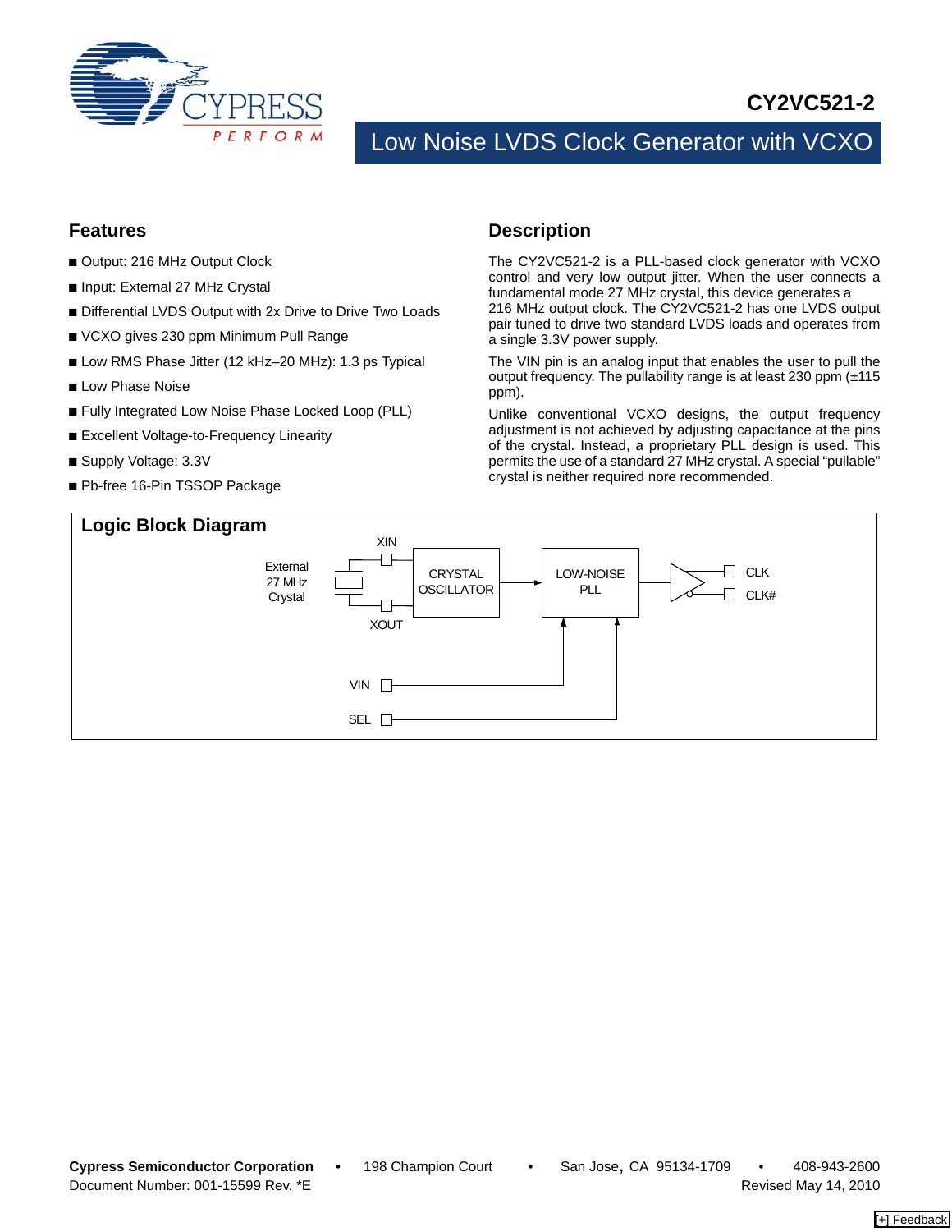# CY2VC521-2

## Low Noise LVDS Clock Generator with VCXO

### Features

- Output: 216 MHz Output Clock
- Input: External 27 MHz Crystal
- Differential LVDS Output with 2x Drive to Drive Two Loads
- VCXO gives 230 ppm Minimum Pull Range
- Low RMS Phase Jitter (12 kHz–20 MHz): 1.3 ps Typical
- Low Phase Noise
- Fully Integrated Low Noise Phase Locked Loop (PLL)
- Excellent Voltage-to-Frequency Linearity
- Supply Voltage: 3.3V
- Pb-free 16-Pin TSSOP Package

### Description

The CY2VC521-2 is a PLL-based clock generator with VCXO control and very low output jitter. When the user connects a fundamental mode 27 MHz crystal, this device generates a 216 MHz output clock. The CY2VC521-2 has one LVDS output pair tuned to drive two standard LVDS loads and operates from a single 3.3V power supply.

The VIN pin is an analog input that enables the user to pull the output frequency. The pullability range is at least 230 ppm (±115 ppm).

Unlike conventional VCXO designs, the output frequency adjustment is not achieved by adjusting capacitance at the pins of the crystal. Instead, a proprietary PLL design is used. This permits the use of a standard 27 MHz crystal. A special "pullable" crystal is neither required nore recommended.

### Logic Block Diagram

External 27 MHz Crystal — XIN / XOUT → CRYSTAL OSCILLATOR → LOW-NOISE PLL → CLK / CLK#

VIN → LOW-NOISE PLL

SEL → LOW-NOISE PLL

Cypress Semiconductor Corporation • 198 Champion Court • San Jose, CA 95134-1709 • 408-943-2600

Document Number: 001-15599 Rev. *E Revised May 14, 2010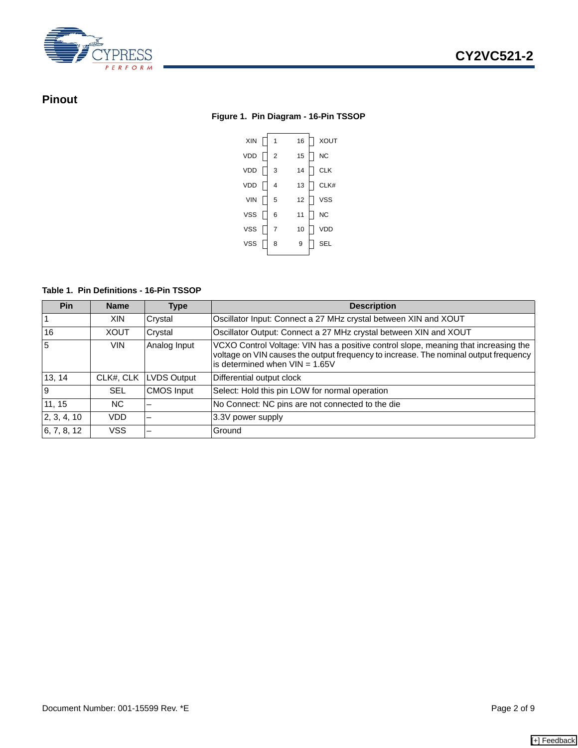## Pinout

**Figure 1. Pin Diagram - 16-Pin TSSOP**

| Name | Pin | Pin | Name |
|---|---|---|---|
| XIN | 1 | 16 | XOUT |
| VDD | 2 | 15 | NC |
| VDD | 3 | 14 | CLK |
| VDD | 4 | 13 | CLK# |
| VIN | 5 | 12 | VSS |
| VSS | 6 | 11 | NC |
| VSS | 7 | 10 | VDD |
| VSS | 8 | 9 | SEL |

**Table 1. Pin Definitions - 16-Pin TSSOP**

| Pin | Name | Type | Description |
|---|---|---|---|
| 1 | XIN | Crystal | Oscillator Input: Connect a 27 MHz crystal between XIN and XOUT |
| 16 | XOUT | Crystal | Oscillator Output: Connect a 27 MHz crystal between XIN and XOUT |
| 5 | VIN | Analog Input | VCXO Control Voltage: VIN has a positive control slope, meaning that increasing the voltage on VIN causes the output frequency to increase. The nominal output frequency is determined when VIN = 1.65V |
| 13, 14 | CLK#, CLK | LVDS Output | Differential output clock |
| 9 | SEL | CMOS Input | Select: Hold this pin LOW for normal operation |
| 11, 15 | NC | – | No Connect: NC pins are not connected to the die |
| 2, 3, 4, 10 | VDD | – | 3.3V power supply |
| 6, 7, 8, 12 | VSS | – | Ground |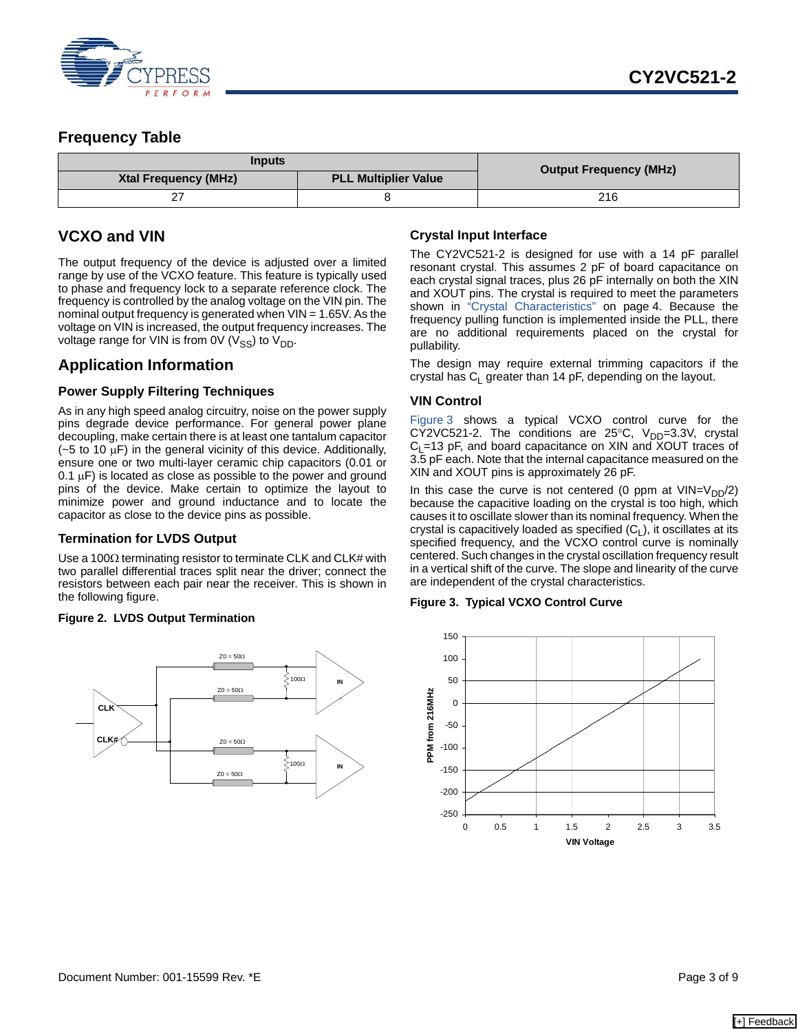## Frequency Table

| Inputs | | Output Frequency (MHz) |
|---|---|---|
| Xtal Frequency (MHz) | PLL Multiplier Value | |
| 27 | 8 | 216 |

## VCXO and VIN

The output frequency of the device is adjusted over a limited range by use of the VCXO feature. This feature is typically used to phase and frequency lock to a separate reference clock. The frequency is controlled by the analog voltage on the VIN pin. The nominal output frequency is generated when VIN = 1.65V. As the voltage on VIN is increased, the output frequency increases. The voltage range for VIN is from 0V ($V_{SS}$) to $V_{DD}$.

## Application Information

### Power Supply Filtering Techniques

As in any high speed analog circuitry, noise on the power supply pins degrade device performance. For general power plane decoupling, make certain there is at least one tantalum capacitor (~5 to 10 µF) in the general vicinity of this device. Additionally, ensure one or two multi-layer ceramic chip capacitors (0.01 or 0.1 µF) is located as close as possible to the power and ground pins of the device. Make certain to optimize the layout to minimize power and ground inductance and to locate the capacitor as close to the device pins as possible.

### Termination for LVDS Output

Use a 100Ω terminating resistor to terminate CLK and CLK# with two parallel differential traces split near the driver; connect the resistors between each pair near the receiver. This is shown in the following figure.

**Figure 2. LVDS Output Termination**

### Crystal Input Interface

The CY2VC521-2 is designed for use with a 14 pF parallel resonant crystal. This assumes 2 pF of board capacitance on each crystal signal traces, plus 26 pF internally on both the XIN and XOUT pins. The crystal is required to meet the parameters shown in "Crystal Characteristics" on page 4. Because the frequency pulling function is implemented inside the PLL, there are no additional requirements placed on the crystal for pullability.

The design may require external trimming capacitors if the crystal has $C_L$ greater than 14 pF, depending on the layout.

### VIN Control

Figure 3 shows a typical VCXO control curve for the CY2VC521-2. The conditions are 25°C, $V_{DD}$=3.3V, crystal $C_L$=13 pF, and board capacitance on XIN and XOUT traces of 3.5 pF each. Note that the internal capacitance measured on the XIN and XOUT pins is approximately 26 pF.

In this case the curve is not centered (0 ppm at VIN=$V_{DD}$/2) because the capacitive loading on the crystal is too high, which causes it to oscillate slower than its nominal frequency. When the crystal is capacitively loaded as specified ($C_L$), it oscillates at its specified frequency, and the VCXO control curve is nominally centered. Such changes in the crystal oscillation frequency result in a vertical shift of the curve. The slope and linearity of the curve are independent of the crystal characteristics.

**Figure 3. Typical VCXO Control Curve**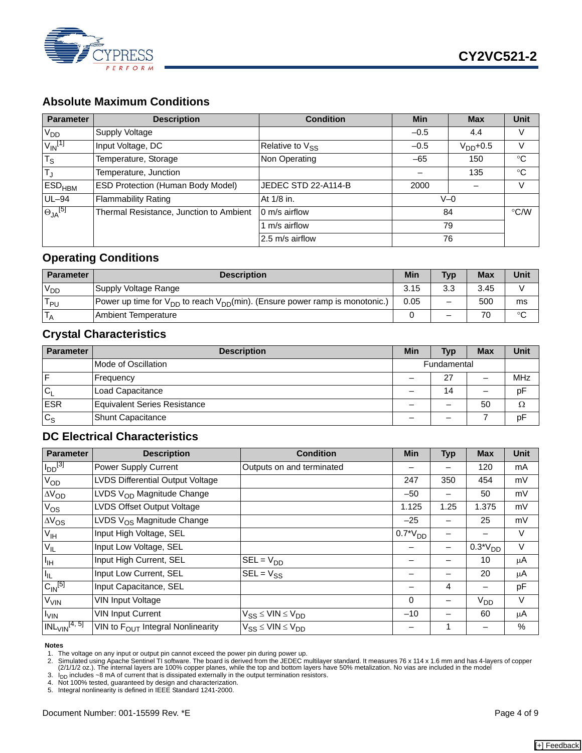## Absolute Maximum Conditions

| Parameter | Description | Condition | Min | Max | Unit |
|---|---|---|---|---|---|
| $V_{DD}$ | Supply Voltage | | –0.5 | 4.4 | V |
| $V_{IN}$[1] | Input Voltage, DC | Relative to $V_{SS}$ | –0.5 | $V_{DD}$+0.5 | V |
| $T_S$ | Temperature, Storage | Non Operating | –65 | 150 | °C |
| $T_J$ | Temperature, Junction | | – | 135 | °C |
| $ESD_{HBM}$ | ESD Protection (Human Body Model) | JEDEC STD 22-A114-B | 2000 | – | V |
| UL–94 | Flammability Rating | At 1/8 in. | V–0 | | |
| $\Theta_{JA}$[5] | Thermal Resistance, Junction to Ambient | 0 m/s airflow | 84 | | °C/W |
| | | 1 m/s airflow | 79 | | |
| | | 2.5 m/s airflow | 76 | | |

## Operating Conditions

| Parameter | Description | Min | Typ | Max | Unit |
|---|---|---|---|---|---|
| $V_{DD}$ | Supply Voltage Range | 3.15 | 3.3 | 3.45 | V |
| $T_{PU}$ | Power up time for $V_{DD}$ to reach $V_{DD}$(min). (Ensure power ramp is monotonic.) | 0.05 | – | 500 | ms |
| $T_A$ | Ambient Temperature | 0 | – | 70 | °C |

## Crystal Characteristics

| Parameter | Description | Min | Typ | Max | Unit |
|---|---|---|---|---|---|
| | Mode of Oscillation | Fundamental | | | |
| F | Frequency | – | 27 | – | MHz |
| $C_L$ | Load Capacitance | – | 14 | – | pF |
| ESR | Equivalent Series Resistance | – | – | 50 | Ω |
| $C_S$ | Shunt Capacitance | – | – | 7 | pF |

## DC Electrical Characteristics

| Parameter | Description | Condition | Min | Typ | Max | Unit |
|---|---|---|---|---|---|---|
| $I_{DD}$[3] | Power Supply Current | Outputs on and terminated | – | – | 120 | mA |
| $V_{OD}$ | LVDS Differential Output Voltage | | 247 | 350 | 454 | mV |
| $\Delta V_{OD}$ | LVDS $V_{OD}$ Magnitude Change | | –50 | – | 50 | mV |
| $V_{OS}$ | LVDS Offset Output Voltage | | 1.125 | 1.25 | 1.375 | mV |
| $\Delta V_{OS}$ | LVDS $V_{OS}$ Magnitude Change | | –25 | – | 25 | mV |
| $V_{IH}$ | Input High Voltage, SEL | | 0.7*$V_{DD}$ | – | – | V |
| $V_{IL}$ | Input Low Voltage, SEL | | – | – | 0.3*$V_{DD}$ | V |
| $I_{IH}$ | Input High Current, SEL | SEL = $V_{DD}$ | – | – | 10 | μA |
| $I_{IL}$ | Input Low Current, SEL | SEL = $V_{SS}$ | – | – | 20 | μA |
| $C_{IN}$[5] | Input Capacitance, SEL | | – | 4 | – | pF |
| $V_{VIN}$ | VIN Input Voltage | | 0 | – | $V_{DD}$ | V |
| $I_{VIN}$ | VIN Input Current | $V_{SS} \leq VIN \leq V_{DD}$ | –10 | – | 60 | μA |
| $INL_{VIN}$[4, 5] | VIN to $F_{OUT}$ Integral Nonlinearity | $V_{SS} \leq VIN \leq V_{DD}$ | – | 1 | – | % |

**Notes**

1. The voltage on any input or output pin cannot exceed the power pin during power up.
2. Simulated using Apache Sentinel TI software. The board is derived from the JEDEC multilayer standard. It measures 76 x 114 x 1.6 mm and has 4-layers of copper (2/1/1/2 oz.). The internal layers are 100% copper planes, while the top and bottom layers have 50% metalization. No vias are included in the model
3. $I_{DD}$ includes ~8 mA of current that is dissipated externally in the output termination resistors.
4. Not 100% tested, guaranteed by design and characterization.
5. Integral nonlinearity is defined in IEEE Standard 1241-2000.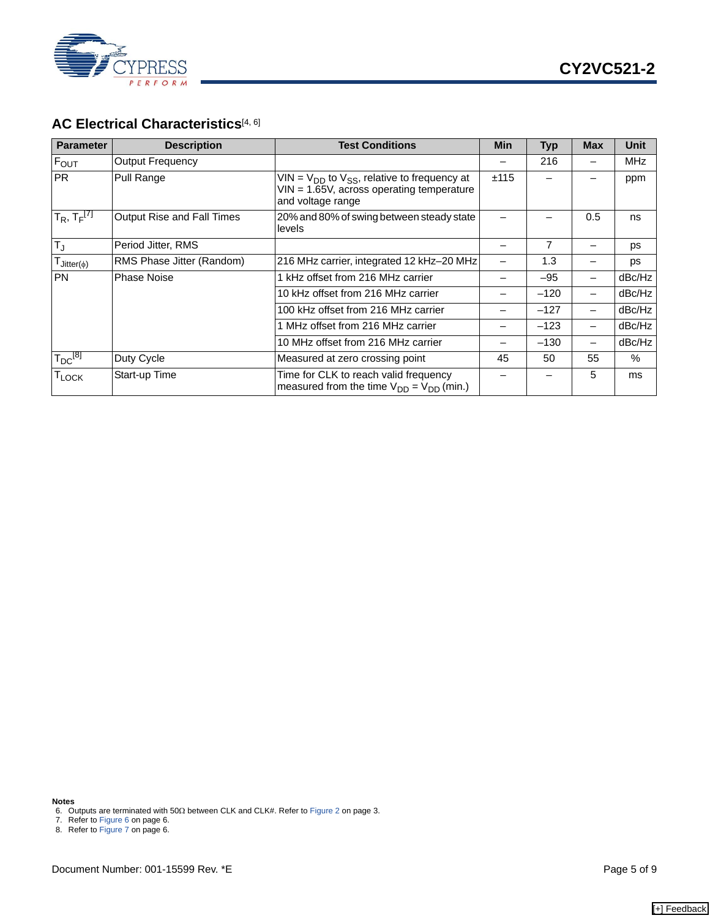## AC Electrical Characteristics[4, 6]

| Parameter | Description | Test Conditions | Min | Typ | Max | Unit |
|---|---|---|---|---|---|---|
| $F_{OUT}$ | Output Frequency | | – | 216 | – | MHz |
| PR | Pull Range | VIN = $V_{DD}$ to $V_{SS}$, relative to frequency at VIN = 1.65V, across operating temperature and voltage range | ±115 | – | – | ppm |
| $T_R$, $T_F$[7] | Output Rise and Fall Times | 20% and 80% of swing between steady state levels | – | – | 0.5 | ns |
| $T_J$ | Period Jitter, RMS | | – | 7 | – | ps |
| $T_{Jitter(\phi)}$ | RMS Phase Jitter (Random) | 216 MHz carrier, integrated 12 kHz–20 MHz | – | 1.3 | – | ps |
| PN | Phase Noise | 1 kHz offset from 216 MHz carrier | – | –95 | – | dBc/Hz |
| | | 10 kHz offset from 216 MHz carrier | – | –120 | – | dBc/Hz |
| | | 100 kHz offset from 216 MHz carrier | – | –127 | – | dBc/Hz |
| | | 1 MHz offset from 216 MHz carrier | – | –123 | – | dBc/Hz |
| | | 10 MHz offset from 216 MHz carrier | – | –130 | – | dBc/Hz |
| $T_{DC}$[8] | Duty Cycle | Measured at zero crossing point | 45 | 50 | 55 | % |
| $T_{LOCK}$ | Start-up Time | Time for CLK to reach valid frequency measured from the time $V_{DD}$ = $V_{DD}$ (min.) | – | – | 5 | ms |

**Notes**

6. Outputs are terminated with 50Ω between CLK and CLK#. Refer to Figure 2 on page 3.
7. Refer to Figure 6 on page 6.
8. Refer to Figure 7 on page 6.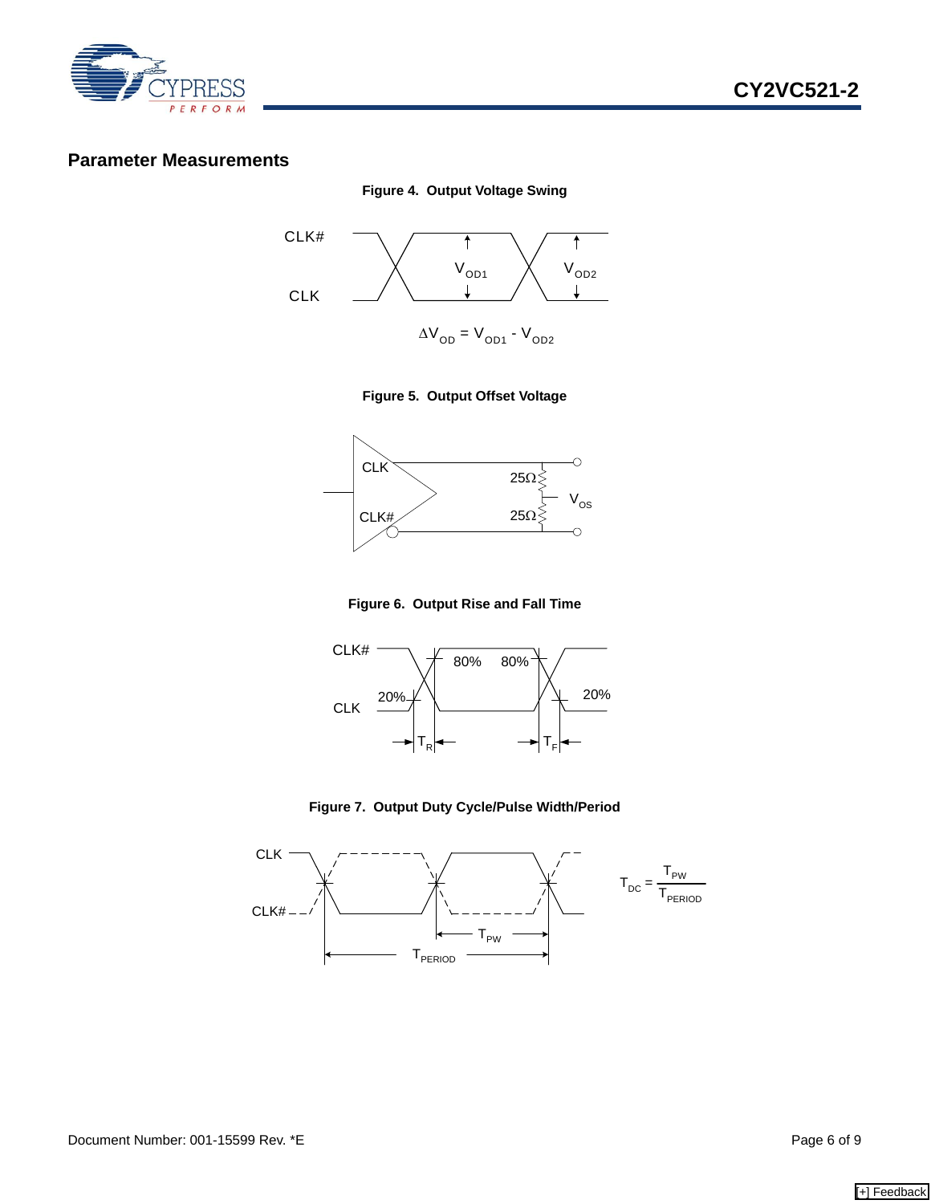## Parameter Measurements

**Figure 4. Output Voltage Swing**

$$\Delta V_{OD} = V_{OD1} - V_{OD2}$$

**Figure 5. Output Offset Voltage**

**Figure 6. Output Rise and Fall Time**

**Figure 7. Output Duty Cycle/Pulse Width/Period**

$$T_{DC} = \frac{T_{PW}}{T_{PERIOD}}$$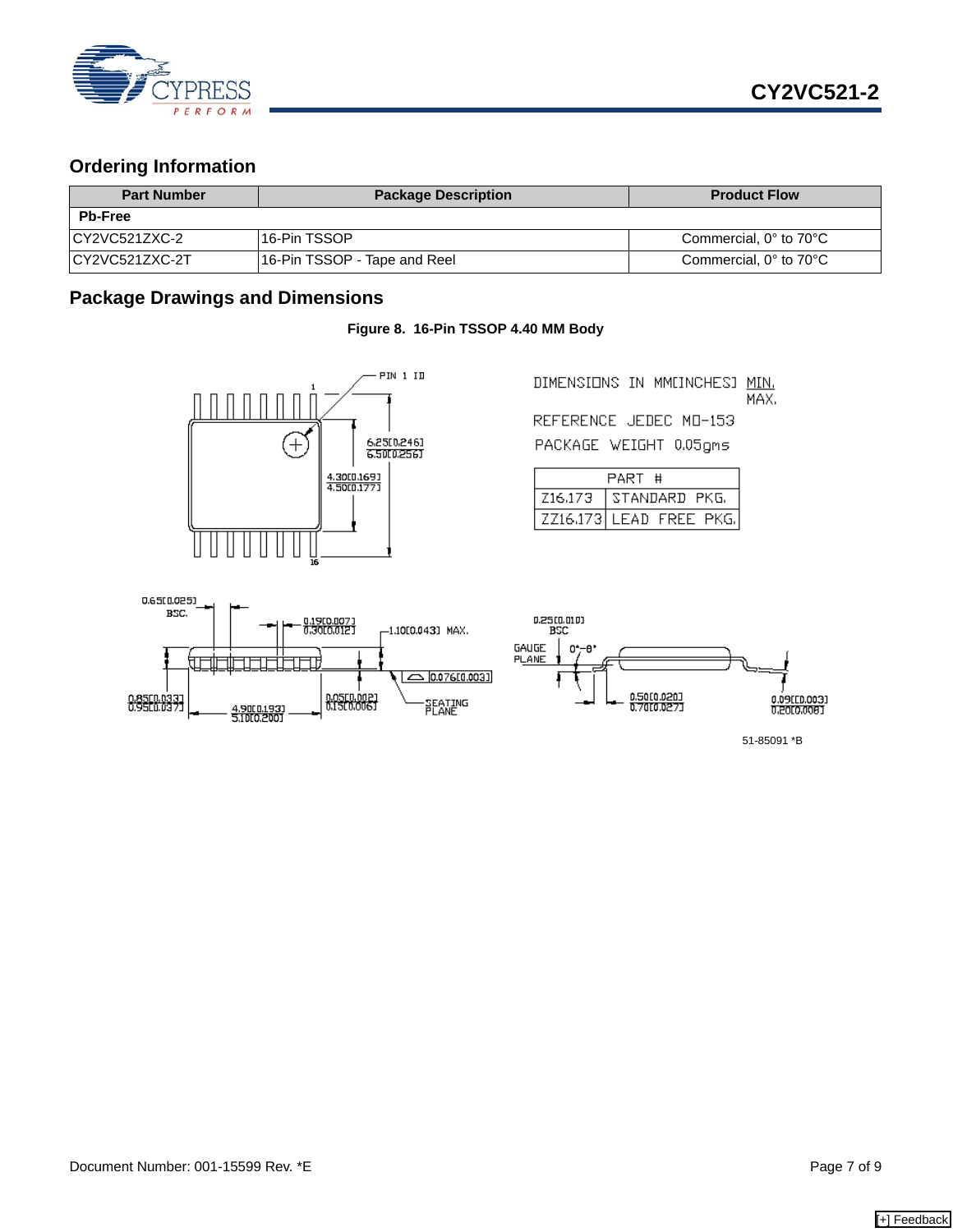## Ordering Information

| Part Number | Package Description | Product Flow |
|---|---|---|
| **Pb-Free** | | |
| CY2VC521ZXC-2 | 16-Pin TSSOP | Commercial, 0° to 70°C |
| CY2VC521ZXC-2T | 16-Pin TSSOP - Tape and Reel | Commercial, 0° to 70°C |

## Package Drawings and Dimensions

**Figure 8. 16-Pin TSSOP 4.40 MM Body**

DIMENSIONS IN MM[INCHES] MIN. MAX.

REFERENCE JEDEC MO-153

PACKAGE WEIGHT 0.05gms

| PART # | |
|---|---|
| Z16.173 | STANDARD PKG. |
| ZZ16.173 | LEAD FREE PKG. |

PIN 1 ID

1

16

6.25[0.246] / 6.50[0.256]

4.30[0.169] / 4.50[0.177]

0.65[0.025] BSC.

0.19[0.007] / 0.30[0.012]

1.10[0.043] MAX.

0.076[0.003]

0.85[0.033] / 0.95[0.037]

4.90[0.193] / 5.10[0.200]

0.05[0.002] / 0.15[0.006]

SEATING PLANE

0.25[0.010] BSC

GAUGE PLANE

0°-8°

0.50[0.020] / 0.70[0.027]

0.09[0.003] / 0.20[0.008]

51-85091 *B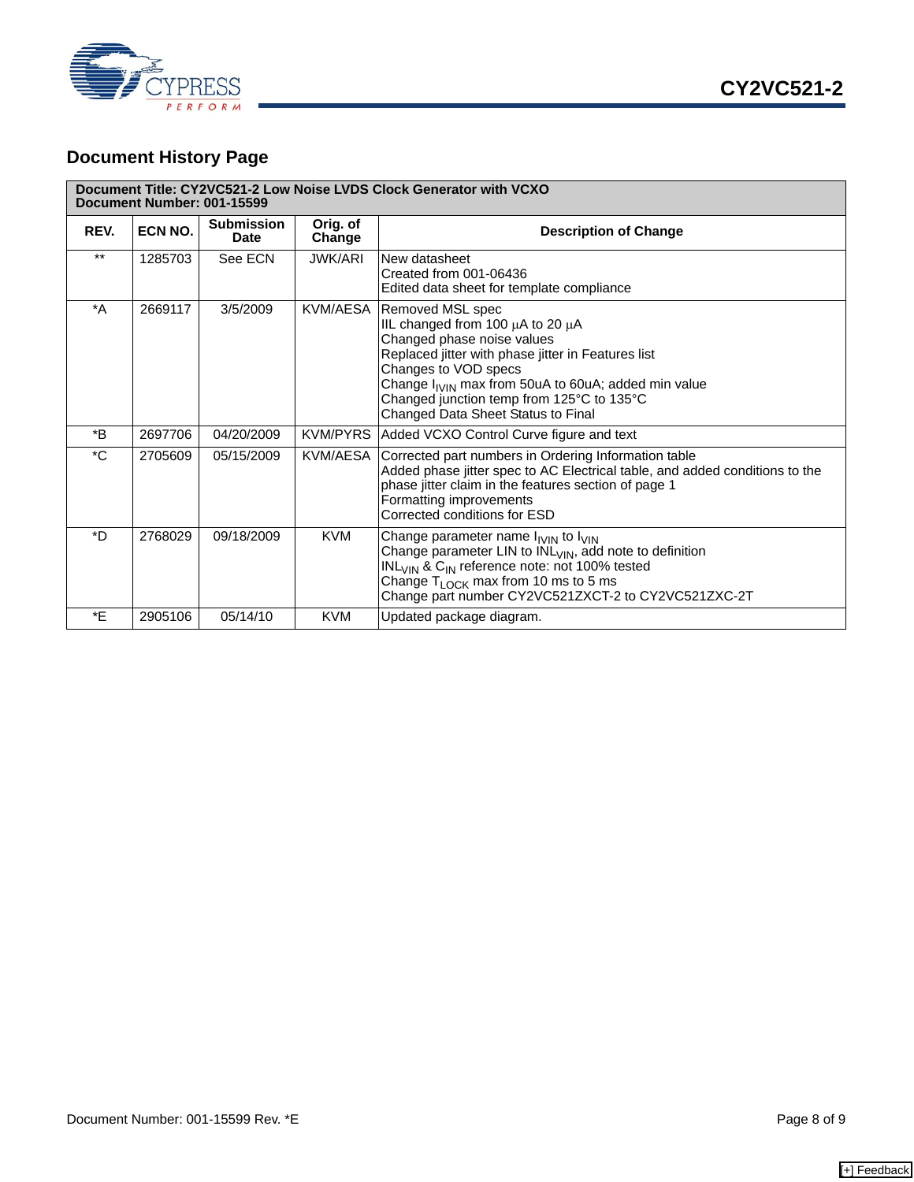## Document History Page

| Document Title: CY2VC521-2 Low Noise LVDS Clock Generator with VCXO<br>Document Number: 001-15599 | | | | |
|---|---|---|---|---|
| **REV.** | **ECN NO.** | **Submission Date** | **Orig. of Change** | **Description of Change** |
| ** | 1285703 | See ECN | JWK/ARI | New datasheet<br>Created from 001-06436<br>Edited data sheet for template compliance |
| *A | 2669117 | 3/5/2009 | KVM/AESA | Removed MSL spec<br>IIL changed from 100 µA to 20 µA<br>Changed phase noise values<br>Replaced jitter with phase jitter in Features list<br>Changes to VOD specs<br>Change $I_{IVIN}$ max from 50uA to 60uA; added min value<br>Changed junction temp from 125°C to 135°C<br>Changed Data Sheet Status to Final |
| *B | 2697706 | 04/20/2009 | KVM/PYRS | Added VCXO Control Curve figure and text |
| *C | 2705609 | 05/15/2009 | KVM/AESA | Corrected part numbers in Ordering Information table<br>Added phase jitter spec to AC Electrical table, and added conditions to the phase jitter claim in the features section of page 1<br>Formatting improvements<br>Corrected conditions for ESD |
| *D | 2768029 | 09/18/2009 | KVM | Change parameter name $I_{IVIN}$ to $I_{VIN}$<br>Change parameter LIN to $INL_{VIN}$, add note to definition<br>$INL_{VIN}$ & $C_{IN}$ reference note: not 100% tested<br>Change $T_{LOCK}$ max from 10 ms to 5 ms<br>Change part number CY2VC521ZXCT-2 to CY2VC521ZXC-2T |
| *E | 2905106 | 05/14/10 | KVM | Updated package diagram. |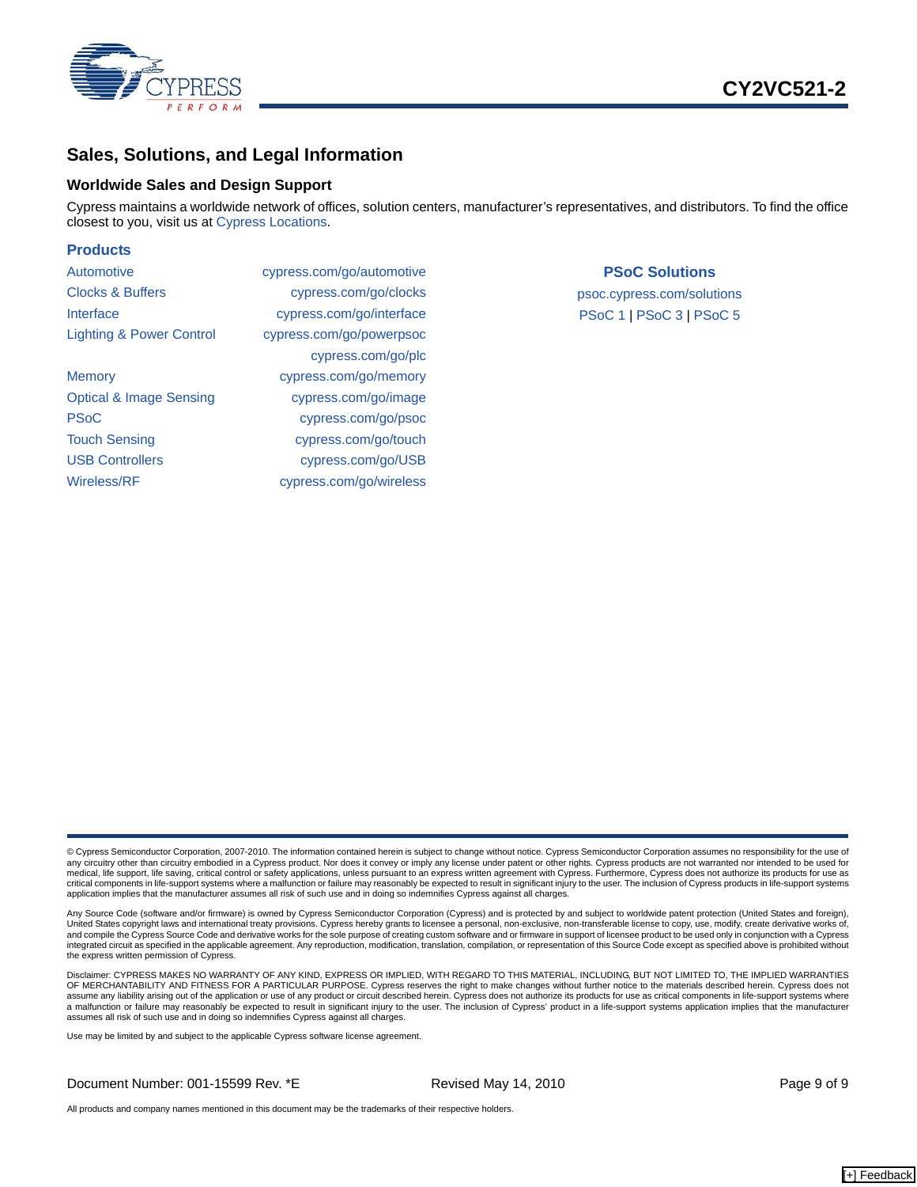## Sales, Solutions, and Legal Information

### Worldwide Sales and Design Support

Cypress maintains a worldwide network of offices, solution centers, manufacturer's representatives, and distributors. To find the office closest to you, visit us at Cypress Locations.

### Products

| | |
|---|---|
| Automotive | cypress.com/go/automotive |
| Clocks & Buffers | cypress.com/go/clocks |
| Interface | cypress.com/go/interface |
| Lighting & Power Control | cypress.com/go/powerpsoc |
| | cypress.com/go/plc |
| Memory | cypress.com/go/memory |
| Optical & Image Sensing | cypress.com/go/image |
| PSoC | cypress.com/go/psoc |
| Touch Sensing | cypress.com/go/touch |
| USB Controllers | cypress.com/go/USB |
| Wireless/RF | cypress.com/go/wireless |

### PSoC Solutions

psoc.cypress.com/solutions

PSoC 1 | PSoC 3 | PSoC 5

© Cypress Semiconductor Corporation, 2007-2010. The information contained herein is subject to change without notice. Cypress Semiconductor Corporation assumes no responsibility for the use of any circuitry other than circuitry embodied in a Cypress product. Nor does it convey or imply any license under patent or other rights. Cypress products are not warranted nor intended to be used for medical, life support, life saving, critical control or safety applications, unless pursuant to an express written agreement with Cypress. Furthermore, Cypress does not authorize its products for use as critical components in life-support systems where a malfunction or failure may reasonably be expected to result in significant injury to the user. The inclusion of Cypress products in life-support systems application implies that the manufacturer assumes all risk of such use and in doing so indemnifies Cypress against all charges.

Any Source Code (software and/or firmware) is owned by Cypress Semiconductor Corporation (Cypress) and is protected by and subject to worldwide patent protection (United States and foreign), United States copyright laws and international treaty provisions. Cypress hereby grants to licensee a personal, non-exclusive, non-transferable license to copy, use, modify, create derivative works of, and compile the Cypress Source Code and derivative works for the sole purpose of creating custom software and or firmware in support of licensee product to be used only in conjunction with a Cypress integrated circuit as specified in the applicable agreement. Any reproduction, modification, translation, compilation, or representation of this Source Code except as specified above is prohibited without the express written permission of Cypress.

Disclaimer: CYPRESS MAKES NO WARRANTY OF ANY KIND, EXPRESS OR IMPLIED, WITH REGARD TO THIS MATERIAL, INCLUDING, BUT NOT LIMITED TO, THE IMPLIED WARRANTIES OF MERCHANTABILITY AND FITNESS FOR A PARTICULAR PURPOSE. Cypress reserves the right to make changes without further notice to the materials described herein. Cypress does not assume any liability arising out of the application or use of any product or circuit described herein. Cypress does not authorize its products for use as critical components in life-support systems where a malfunction or failure may reasonably be expected to result in significant injury to the user. The inclusion of Cypress' product in a life-support systems application implies that the manufacturer assumes all risk of such use and in doing so indemnifies Cypress against all charges.

Use may be limited by and subject to the applicable Cypress software license agreement.

Document Number: 001-15599 Rev. *E Revised May 14, 2010

All products and company names mentioned in this document may be the trademarks of their respective holders.